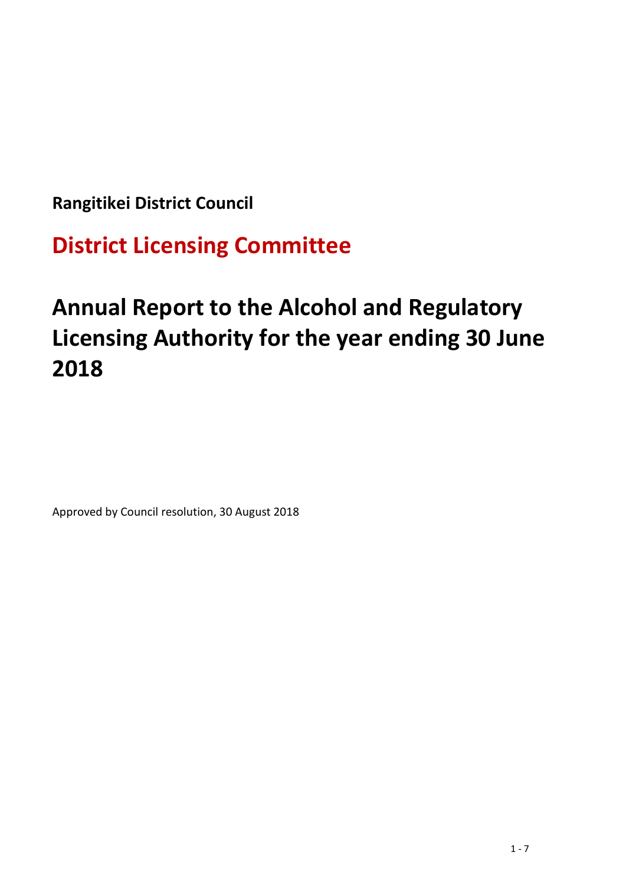**Rangitikei District Council**

## District Licensing Committee

# Annual Report to the Alcohol and Regulatory Licensing Authority for the year ending 30 June 2018

Approved by Council resolution, 30 August 2018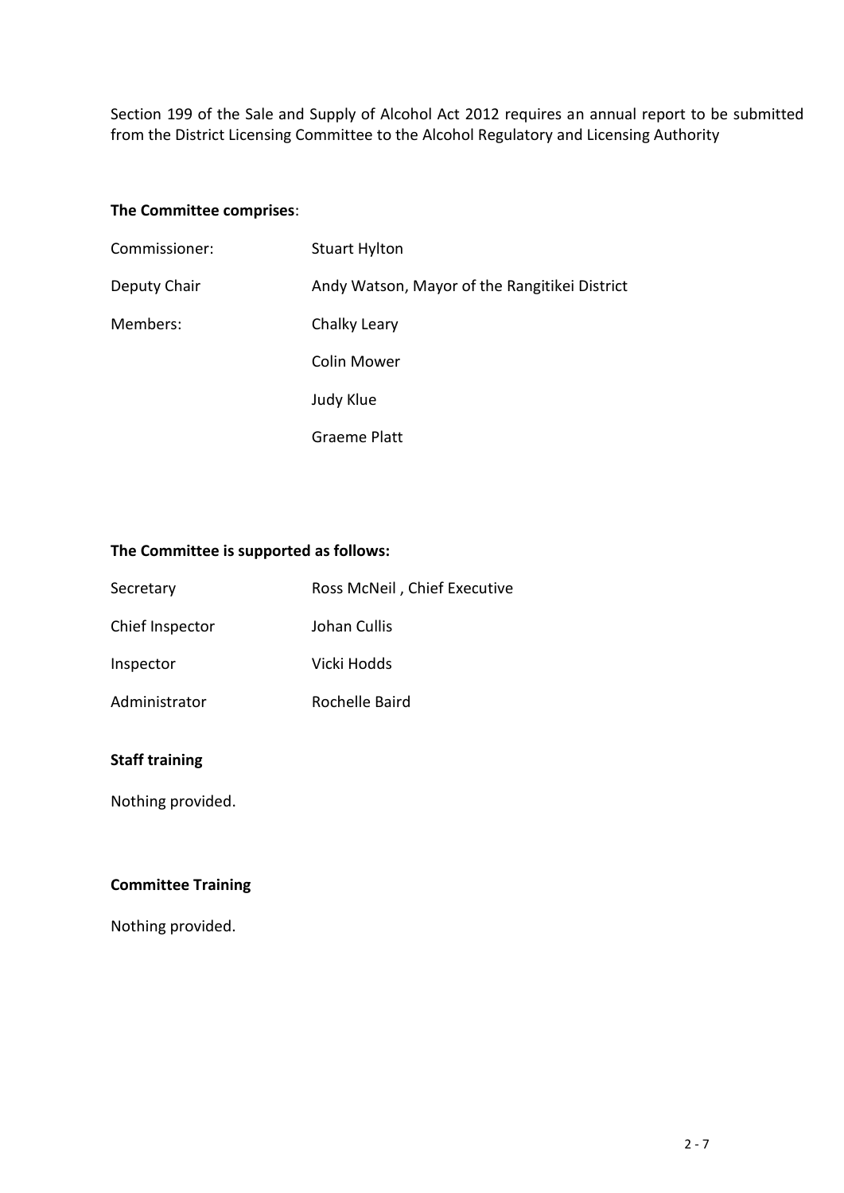Section 199 of the Sale and Supply of Alcohol Act 2012 requires an annual report to be submitted from the District Licensing Committee to the Alcohol Regulatory and Licensing Authority

**The Committee comprises**:

| | |
|---|---|
| Commissioner: | Stuart Hylton |
| Deputy Chair | Andy Watson, Mayor of the Rangitikei District |
| Members: | Chalky Leary |
| | Colin Mower |
| | Judy Klue |
| | Graeme Platt |

**The Committee is supported as follows:**

| | |
|---|---|
| Secretary | Ross McNeil , Chief Executive |
| Chief Inspector | Johan Cullis |
| Inspector | Vicki Hodds |
| Administrator | Rochelle Baird |

**Staff training**

Nothing provided.

**Committee Training**

Nothing provided.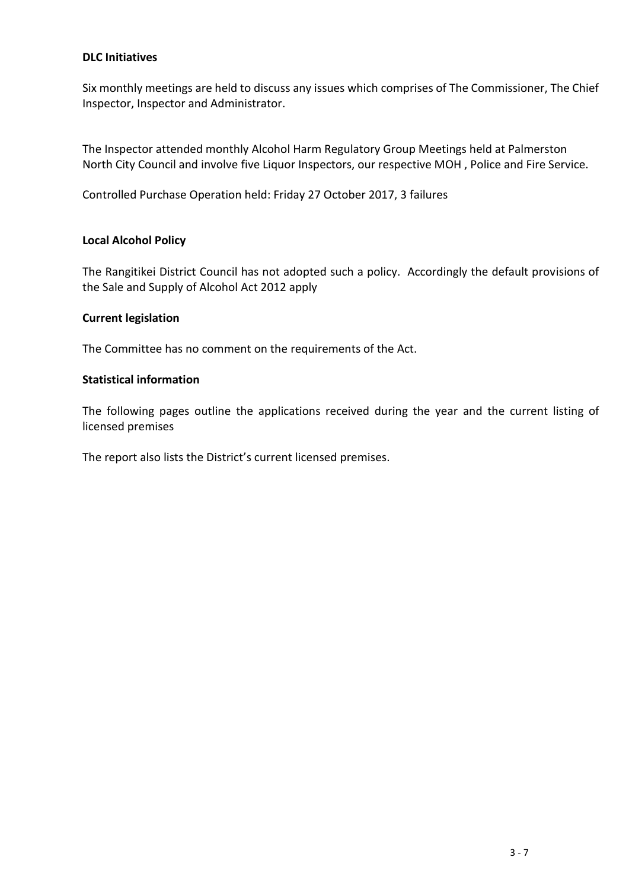**DLC Initiatives**

Six monthly meetings are held to discuss any issues which comprises of The Commissioner, The Chief Inspector, Inspector and Administrator.

The Inspector attended monthly Alcohol Harm Regulatory Group Meetings held at Palmerston North City Council and involve five Liquor Inspectors, our respective MOH , Police and Fire Service.

Controlled Purchase Operation held: Friday 27 October 2017, 3 failures

**Local Alcohol Policy**

The Rangitikei District Council has not adopted such a policy. Accordingly the default provisions of the Sale and Supply of Alcohol Act 2012 apply

**Current legislation**

The Committee has no comment on the requirements of the Act.

**Statistical information**

The following pages outline the applications received during the year and the current listing of licensed premises

The report also lists the District's current licensed premises.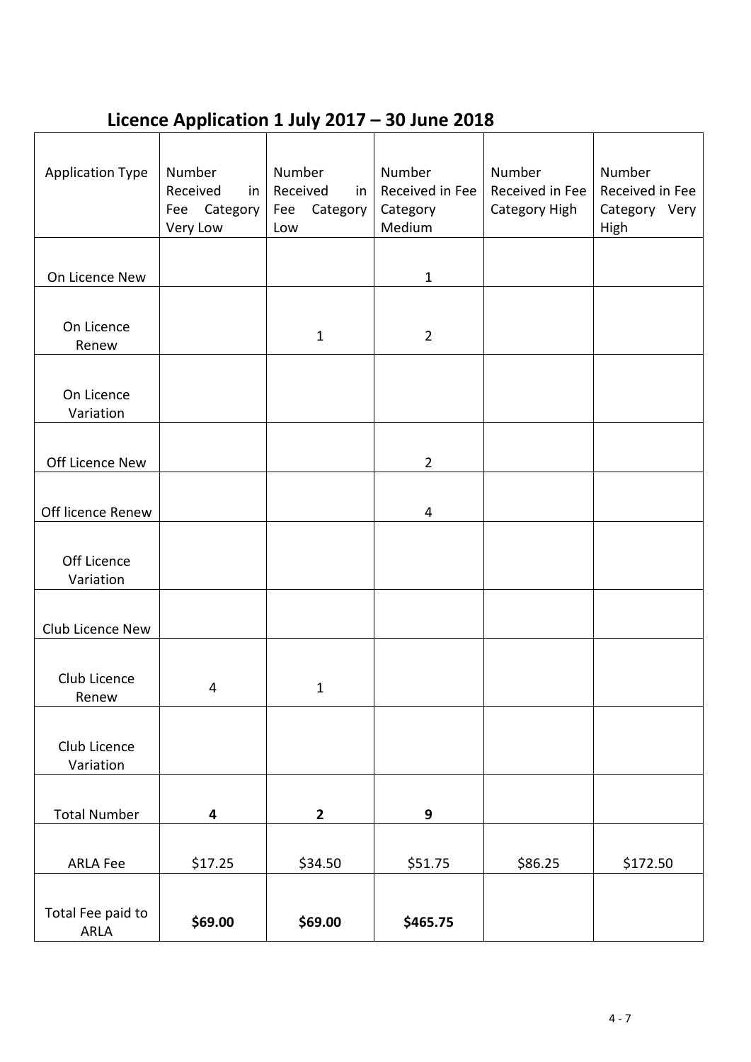## Licence Application 1 July 2017 – 30 June 2018

| Application Type | Number Received in Fee Category Very Low | Number Received in Fee Category Low | Number Received in Fee Category Medium | Number Received in Fee Category High | Number Received in Fee Category Very High |
|---|---|---|---|---|---|
| On Licence New | | | 1 | | |
| On Licence Renew | | 1 | 2 | | |
| On Licence Variation | | | | | |
| Off Licence New | | | 2 | | |
| Off licence Renew | | | 4 | | |
| Off Licence Variation | | | | | |
| Club Licence New | | | | | |
| Club Licence Renew | 4 | 1 | | | |
| Club Licence Variation | | | | | |
| Total Number | **4** | **2** | **9** | | |
| ARLA Fee | $17.25 | $34.50 | $51.75 | $86.25 | $172.50 |
| Total Fee paid to ARLA | **$69.00** | **$69.00** | **$465.75** | | |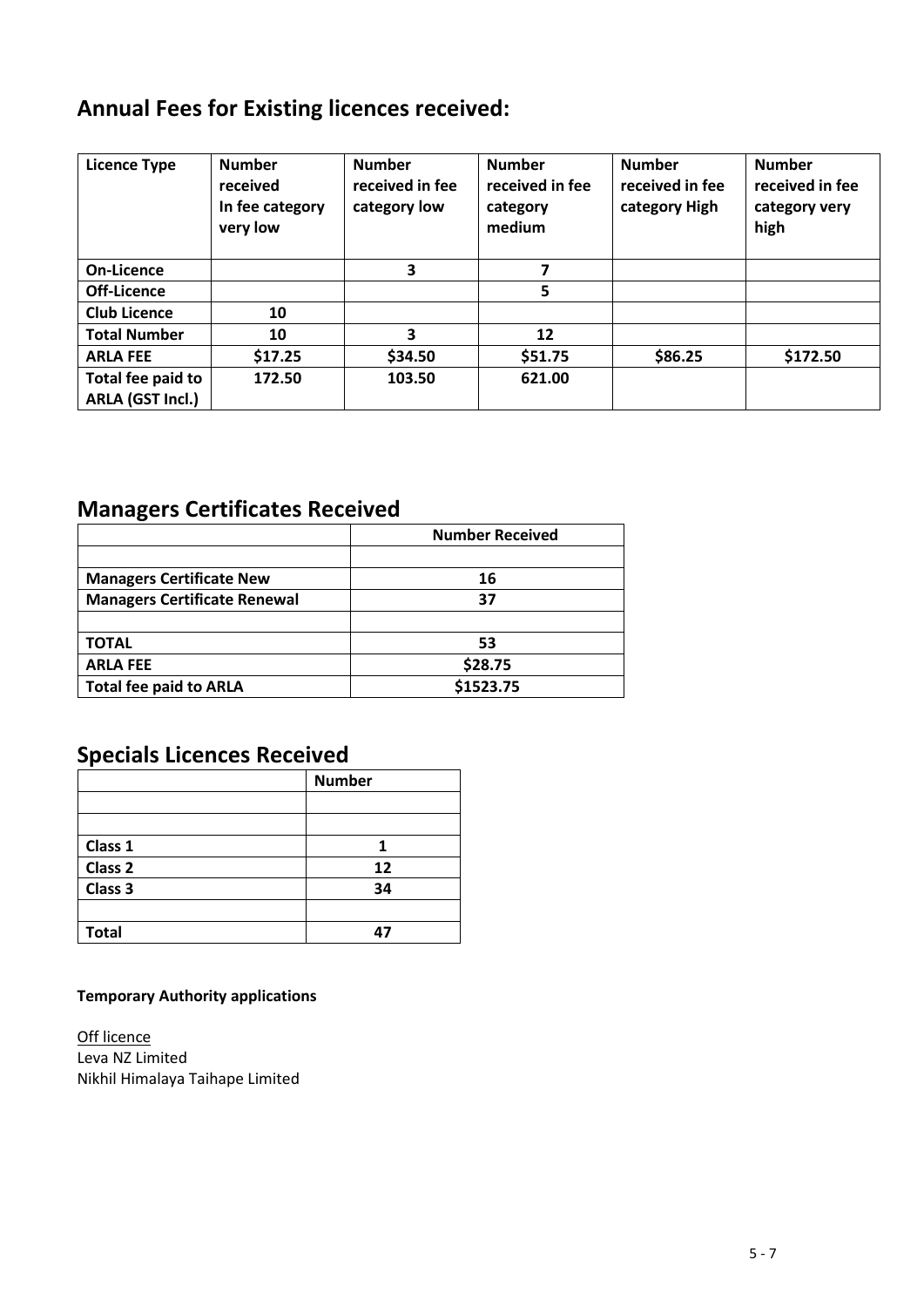## Annual Fees for Existing licences received:

| Licence Type | Number received In fee category very low | Number received in fee category low | Number received in fee category medium | Number received in fee category High | Number received in fee category very high |
|---|---|---|---|---|---|
| **On-Licence** | | **3** | **7** | | |
| **Off-Licence** | | | **5** | | |
| **Club Licence** | **10** | | | | |
| **Total Number** | **10** | **3** | **12** | | |
| **ARLA FEE** | **$17.25** | **$34.50** | **$51.75** | **$86.25** | **$172.50** |
| **Total fee paid to ARLA (GST Incl.)** | **172.50** | **103.50** | **621.00** | | |

## Managers Certificates Received

| | Number Received |
|---|---|
| | |
| **Managers Certificate New** | **16** |
| **Managers Certificate Renewal** | **37** |
| | |
| **TOTAL** | **53** |
| **ARLA FEE** | **$28.75** |
| **Total fee paid to ARLA** | **$1523.75** |

## Specials Licences Received

| | Number |
|---|---|
| | |
| | |
| **Class 1** | **1** |
| **Class 2** | **12** |
| **Class 3** | **34** |
| | |
| **Total** | **47** |

**Temporary Authority applications**

Off licence
Leva NZ Limited
Nikhil Himalaya Taihape Limited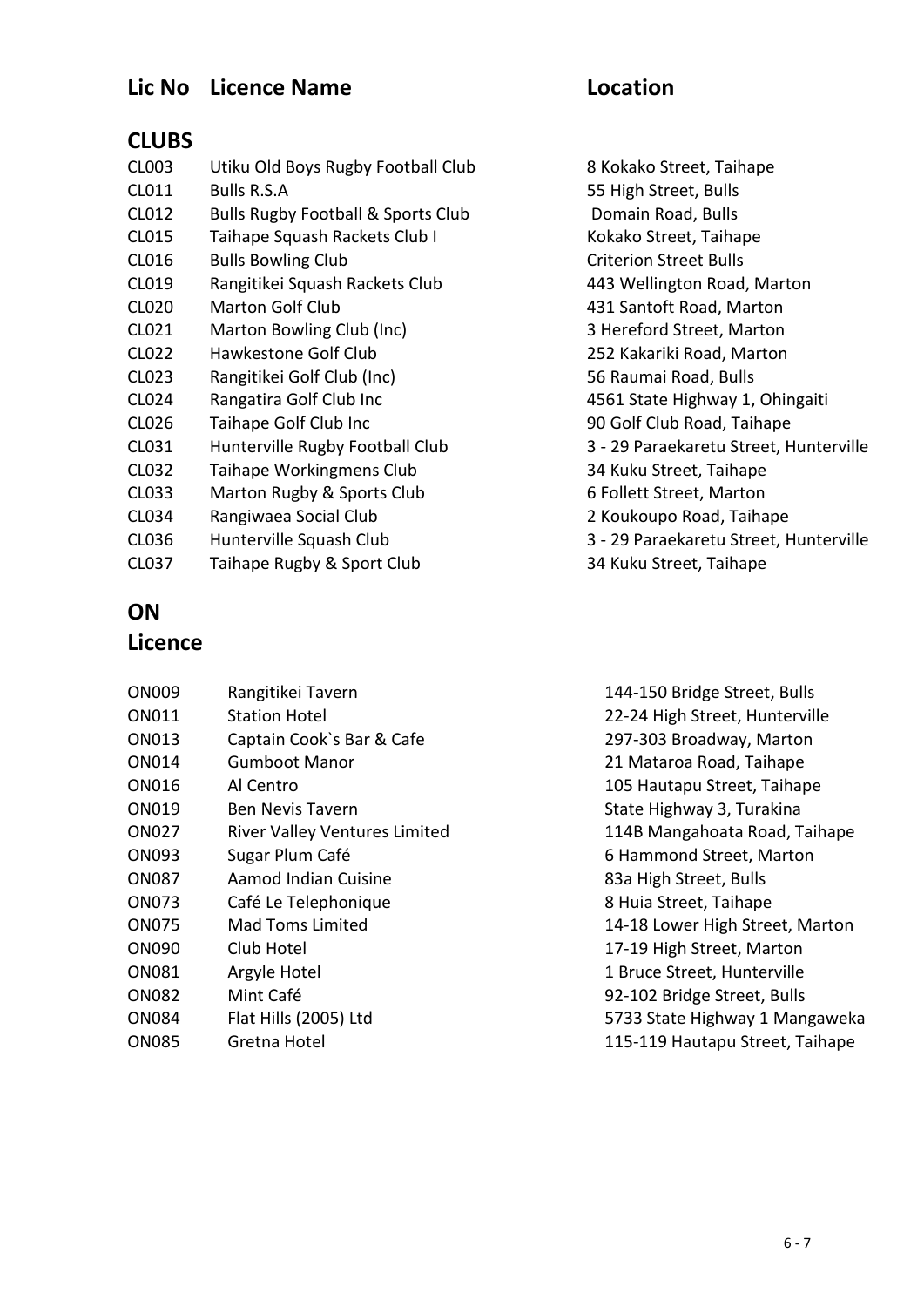| Lic No | Licence Name | Location |
|---|---|---|
| **CLUBS** | | |
| CL003 | Utiku Old Boys Rugby Football Club | 8 Kokako Street, Taihape |
| CL011 | Bulls R.S.A | 55 High Street, Bulls |
| CL012 | Bulls Rugby Football & Sports Club | Domain Road, Bulls |
| CL015 | Taihape Squash Rackets Club I | Kokako Street, Taihape |
| CL016 | Bulls Bowling Club | Criterion Street Bulls |
| CL019 | Rangitikei Squash Rackets Club | 443 Wellington Road, Marton |
| CL020 | Marton Golf Club | 431 Santoft Road, Marton |
| CL021 | Marton Bowling Club (Inc) | 3 Hereford Street, Marton |
| CL022 | Hawkestone Golf Club | 252 Kakariki Road, Marton |
| CL023 | Rangitikei Golf Club (Inc) | 56 Raumai Road, Bulls |
| CL024 | Rangatira Golf Club Inc | 4561 State Highway 1, Ohingaiti |
| CL026 | Taihape Golf Club Inc | 90 Golf Club Road, Taihape |
| CL031 | Hunterville Rugby Football Club | 3 - 29 Paraekaretu Street, Hunterville |
| CL032 | Taihape Workingmens Club | 34 Kuku Street, Taihape |
| CL033 | Marton Rugby & Sports Club | 6 Follett Street, Marton |
| CL034 | Rangiwaea Social Club | 2 Koukoupo Road, Taihape |
| CL036 | Hunterville Squash Club | 3 - 29 Paraekaretu Street, Hunterville |
| CL037 | Taihape Rugby & Sport Club | 34 Kuku Street, Taihape |
| **ON Licence** | | |
| ON009 | Rangitikei Tavern | 144-150 Bridge Street, Bulls |
| ON011 | Station Hotel | 22-24 High Street, Hunterville |
| ON013 | Captain Cook`s Bar & Cafe | 297-303 Broadway, Marton |
| ON014 | Gumboot Manor | 21 Mataroa Road, Taihape |
| ON016 | Al Centro | 105 Hautapu Street, Taihape |
| ON019 | Ben Nevis Tavern | State Highway 3, Turakina |
| ON027 | River Valley Ventures Limited | 114B Mangahoata Road, Taihape |
| ON093 | Sugar Plum Café | 6 Hammond Street, Marton |
| ON087 | Aamod Indian Cuisine | 83a High Street, Bulls |
| ON073 | Café Le Telephonique | 8 Huia Street, Taihape |
| ON075 | Mad Toms Limited | 14-18 Lower High Street, Marton |
| ON090 | Club Hotel | 17-19 High Street, Marton |
| ON081 | Argyle Hotel | 1 Bruce Street, Hunterville |
| ON082 | Mint Café | 92-102 Bridge Street, Bulls |
| ON084 | Flat Hills (2005) Ltd | 5733 State Highway 1 Mangaweka |
| ON085 | Gretna Hotel | 115-119 Hautapu Street, Taihape |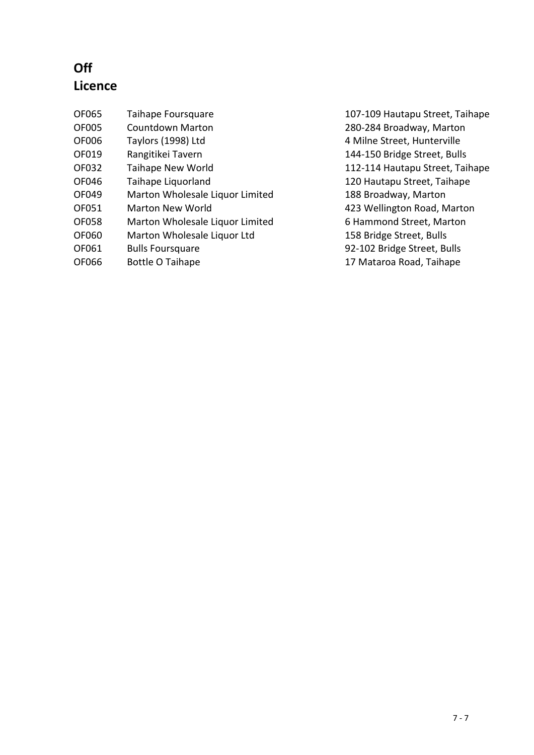## Off Licence

| | | |
|---|---|---|
| OF065 | Taihape Foursquare | 107-109 Hautapu Street, Taihape |
| OF005 | Countdown Marton | 280-284 Broadway, Marton |
| OF006 | Taylors (1998) Ltd | 4 Milne Street, Hunterville |
| OF019 | Rangitikei Tavern | 144-150 Bridge Street, Bulls |
| OF032 | Taihape New World | 112-114 Hautapu Street, Taihape |
| OF046 | Taihape Liquorland | 120 Hautapu Street, Taihape |
| OF049 | Marton Wholesale Liquor Limited | 188 Broadway, Marton |
| OF051 | Marton New World | 423 Wellington Road, Marton |
| OF058 | Marton Wholesale Liquor Limited | 6 Hammond Street, Marton |
| OF060 | Marton Wholesale Liquor Ltd | 158 Bridge Street, Bulls |
| OF061 | Bulls Foursquare | 92-102 Bridge Street, Bulls |
| OF066 | Bottle O Taihape | 17 Mataroa Road, Taihape |